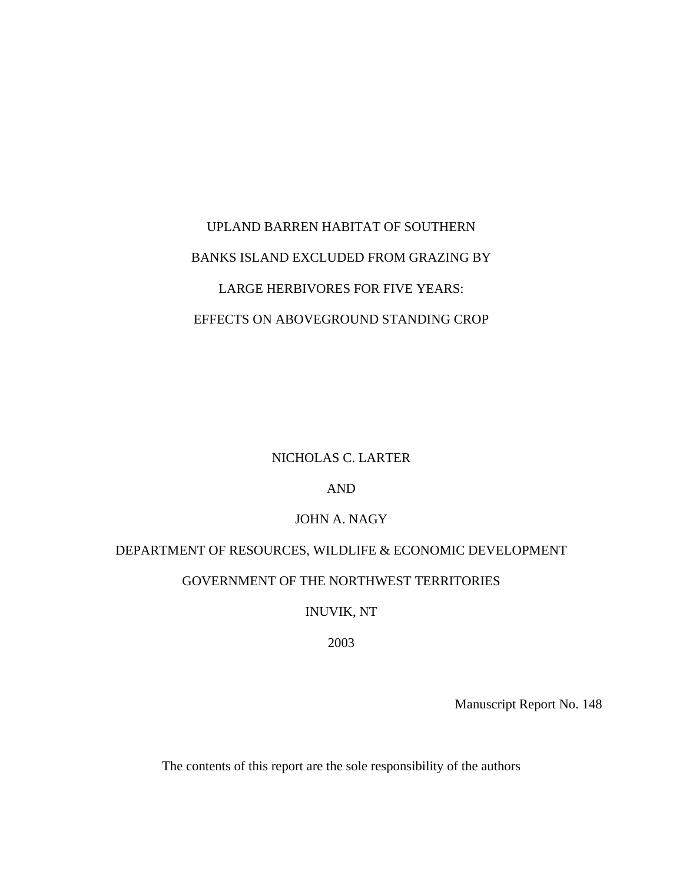# UPLAND BARREN HABITAT OF SOUTHERN BANKS ISLAND EXCLUDED FROM GRAZING BY LARGE HERBIVORES FOR FIVE YEARS: EFFECTS ON ABOVEGROUND STANDING CROP

NICHOLAS C. LARTER

AND

JOHN A. NAGY

DEPARTMENT OF RESOURCES, WILDLIFE & ECONOMIC DEVELOPMENT

GOVERNMENT OF THE NORTHWEST TERRITORIES

INUVIK, NT

2003

Manuscript Report No. 148

The contents of this report are the sole responsibility of the authors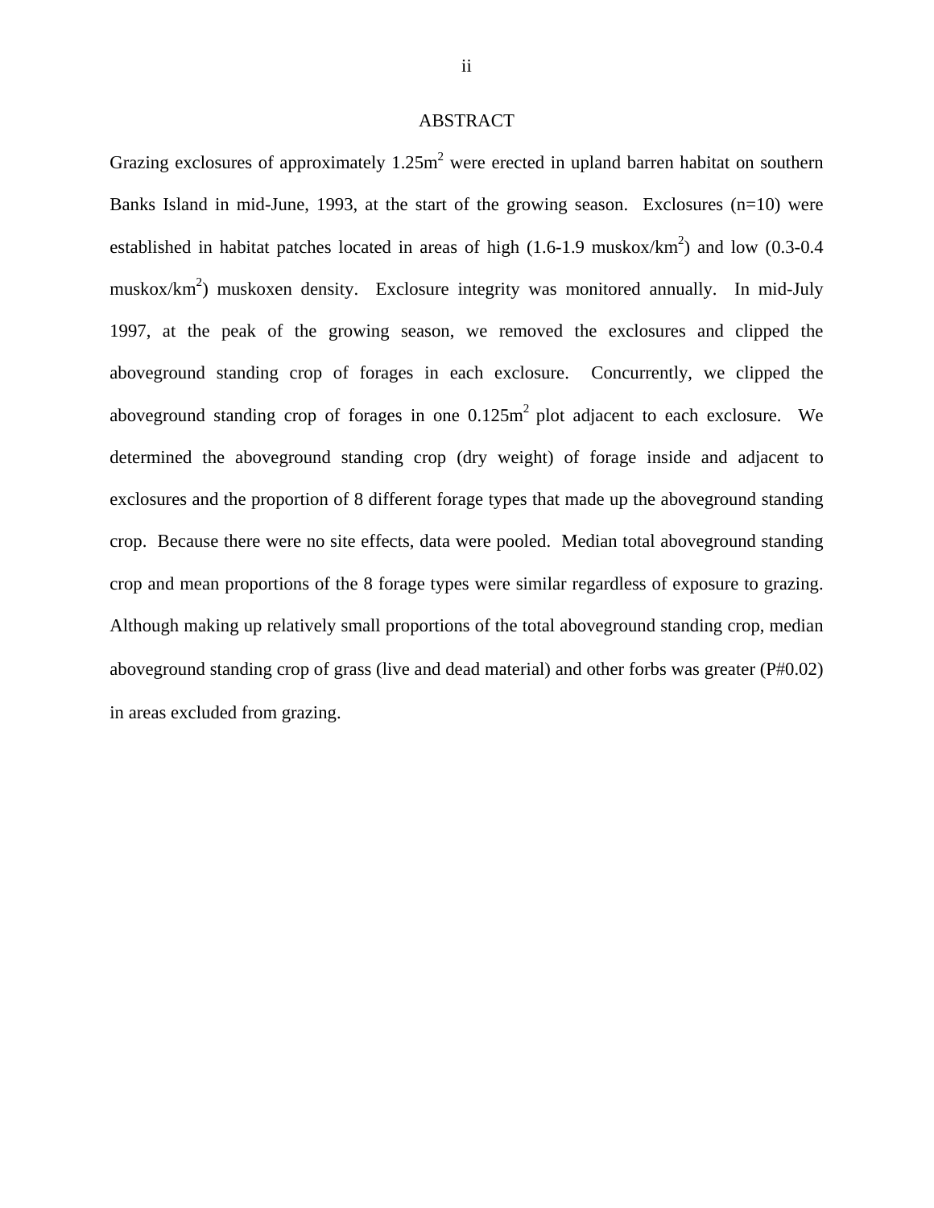# ABSTRACT

Grazing exclosures of approximately 1.25m$^2$ were erected in upland barren habitat on southern Banks Island in mid-June, 1993, at the start of the growing season. Exclosures (n=10) were established in habitat patches located in areas of high (1.6-1.9 muskox/km$^2$) and low (0.3-0.4 muskox/km$^2$) muskoxen density. Exclosure integrity was monitored annually. In mid-July 1997, at the peak of the growing season, we removed the exclosures and clipped the aboveground standing crop of forages in each exclosure. Concurrently, we clipped the aboveground standing crop of forages in one 0.125m$^2$ plot adjacent to each exclosure. We determined the aboveground standing crop (dry weight) of forage inside and adjacent to exclosures and the proportion of 8 different forage types that made up the aboveground standing crop. Because there were no site effects, data were pooled. Median total aboveground standing crop and mean proportions of the 8 forage types were similar regardless of exposure to grazing. Although making up relatively small proportions of the total aboveground standing crop, median aboveground standing crop of grass (live and dead material) and other forbs was greater (P#0.02) in areas excluded from grazing.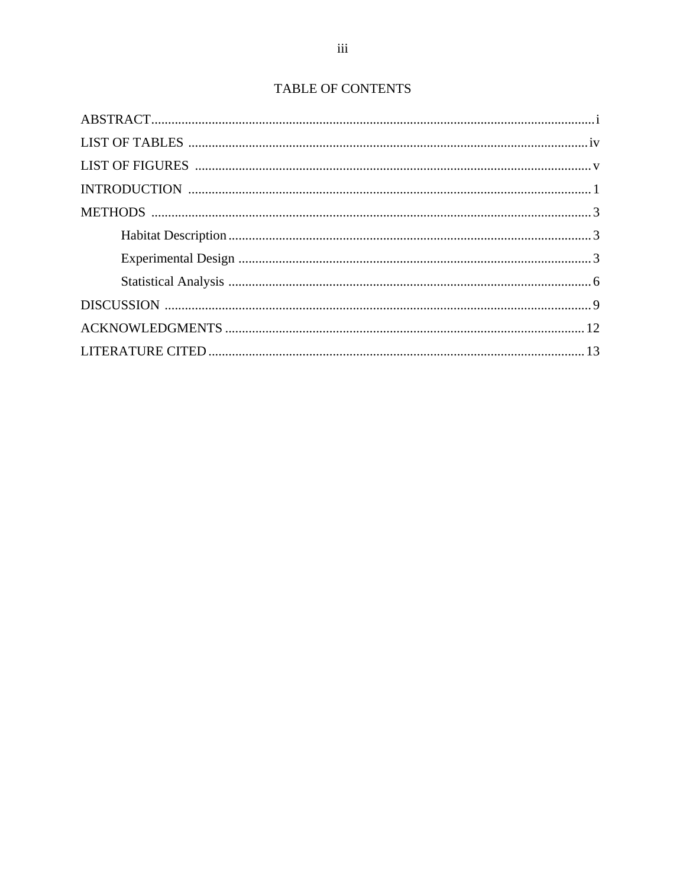# TABLE OF CONTENTS

ABSTRACT .......... i

LIST OF TABLES .......... iv

LIST OF FIGURES .......... v

INTRODUCTION .......... 1

METHODS .......... 3

- Habitat Description .......... 3
- Experimental Design .......... 3
- Statistical Analysis .......... 6

DISCUSSION .......... 9

ACKNOWLEDGMENTS .......... 12

LITERATURE CITED .......... 13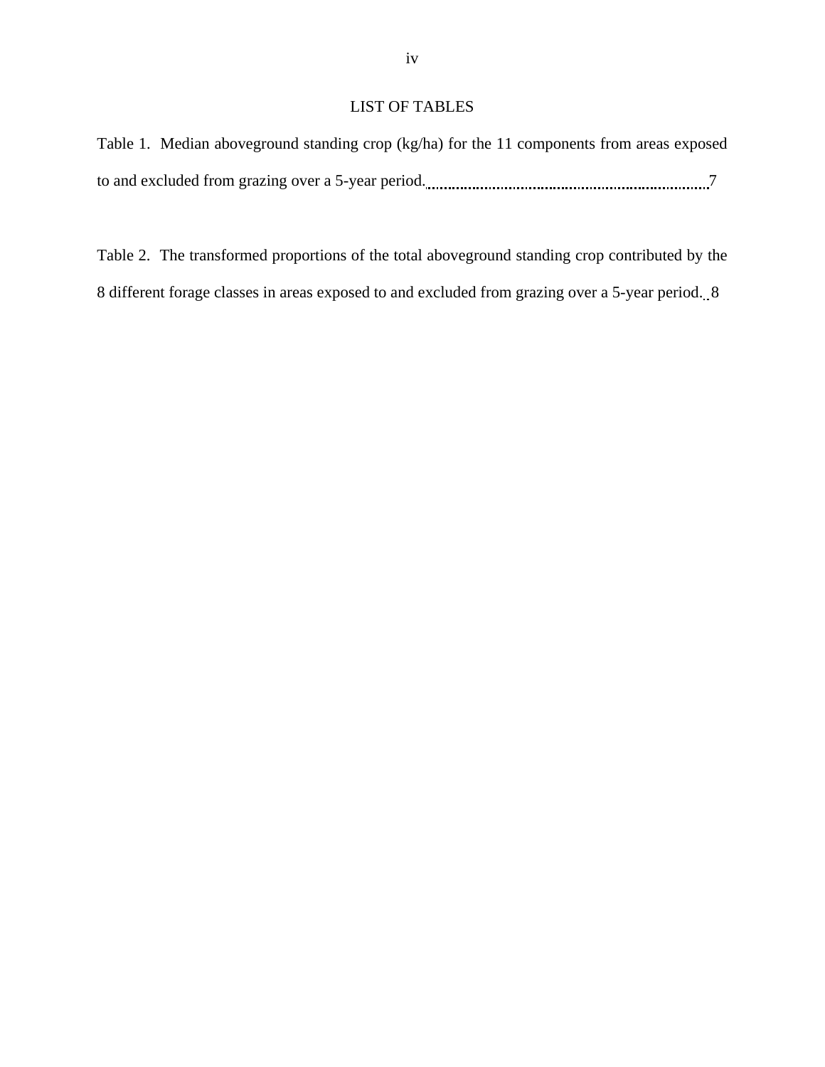# LIST OF TABLES

Table 1. Median aboveground standing crop (kg/ha) for the 11 components from areas exposed to and excluded from grazing over a 5-year period. .......... 7

Table 2. The transformed proportions of the total aboveground standing crop contributed by the 8 different forage classes in areas exposed to and excluded from grazing over a 5-year period. .. 8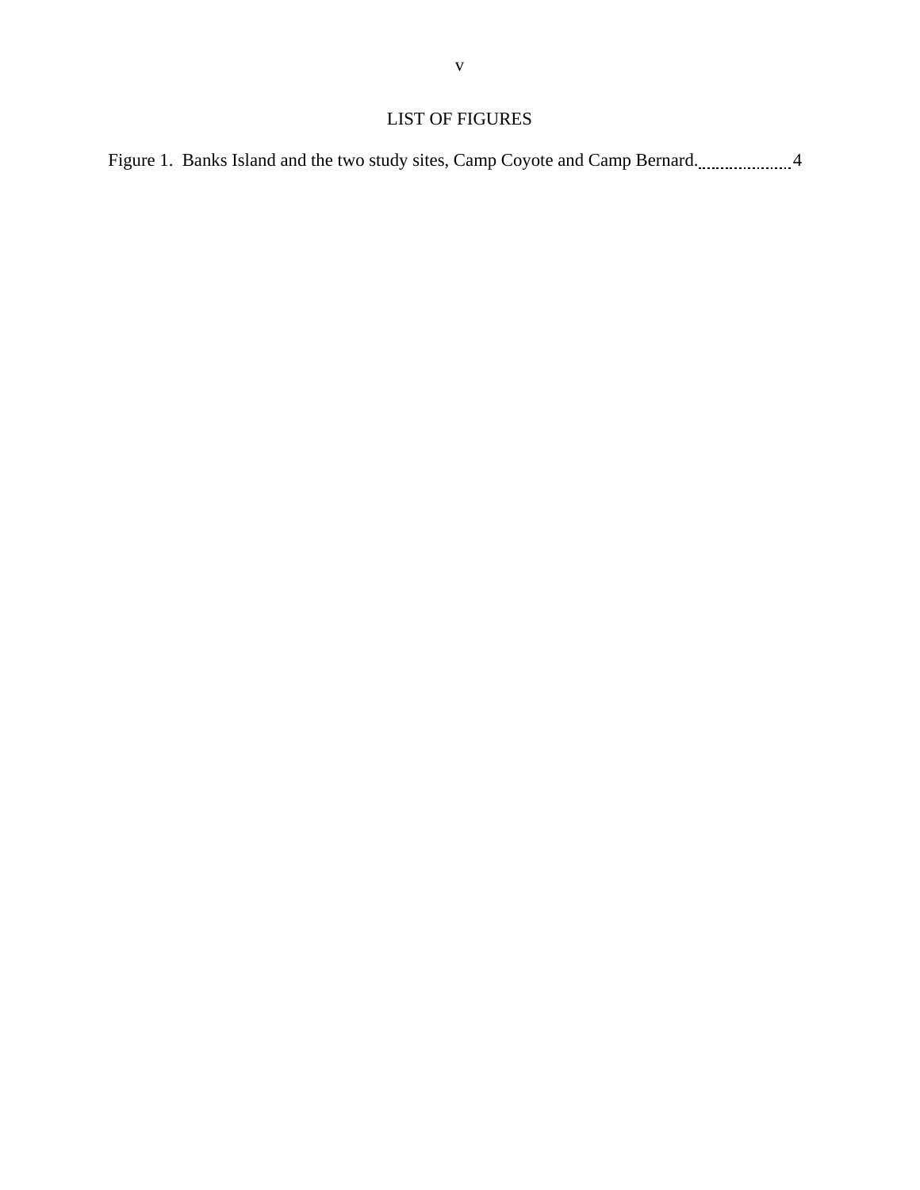# LIST OF FIGURES

Figure 1. Banks Island and the two study sites, Camp Coyote and Camp Bernard. .................... 4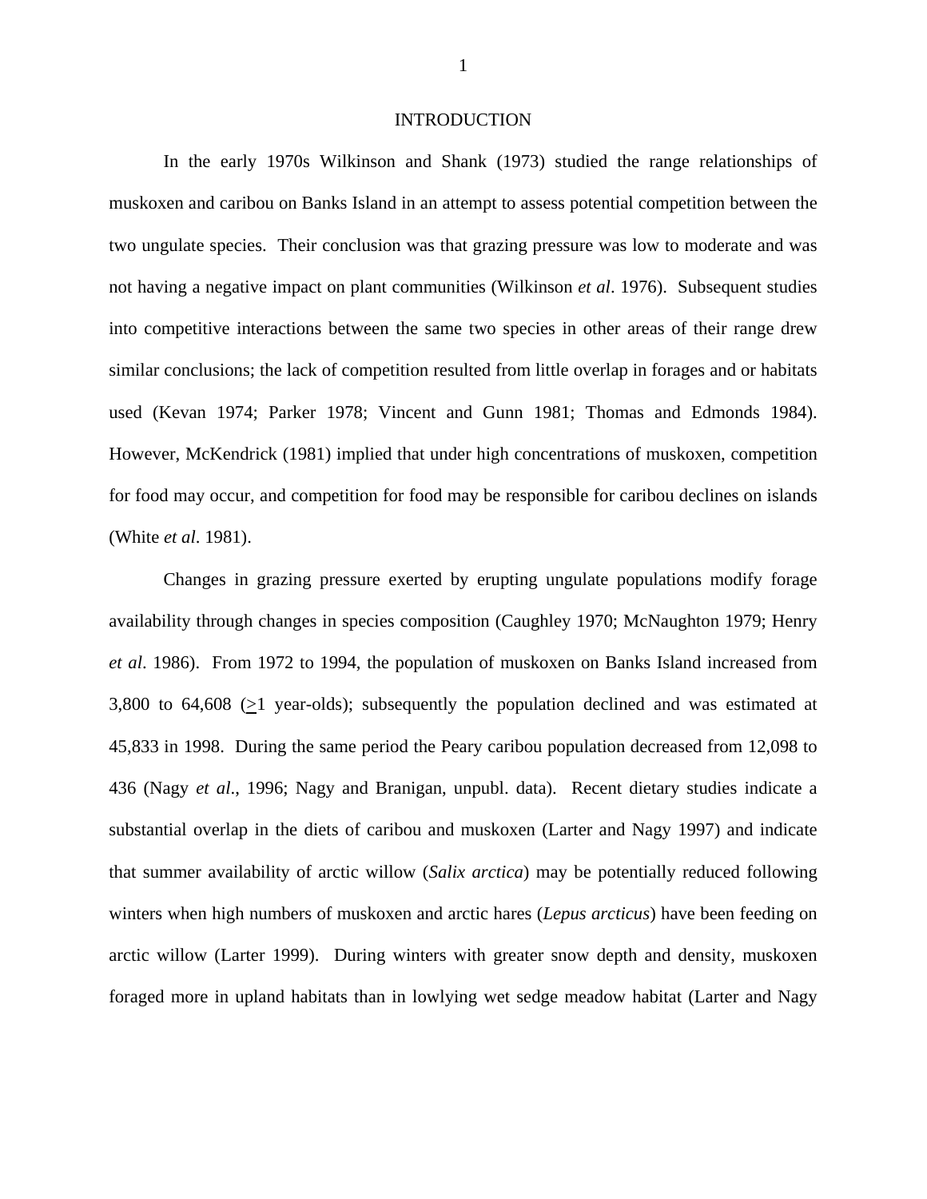# INTRODUCTION

In the early 1970s Wilkinson and Shank (1973) studied the range relationships of muskoxen and caribou on Banks Island in an attempt to assess potential competition between the two ungulate species. Their conclusion was that grazing pressure was low to moderate and was not having a negative impact on plant communities (Wilkinson *et al*. 1976). Subsequent studies into competitive interactions between the same two species in other areas of their range drew similar conclusions; the lack of competition resulted from little overlap in forages and or habitats used (Kevan 1974; Parker 1978; Vincent and Gunn 1981; Thomas and Edmonds 1984). However, McKendrick (1981) implied that under high concentrations of muskoxen, competition for food may occur, and competition for food may be responsible for caribou declines on islands (White *et al*. 1981).

Changes in grazing pressure exerted by erupting ungulate populations modify forage availability through changes in species composition (Caughley 1970; McNaughton 1979; Henry *et al*. 1986). From 1972 to 1994, the population of muskoxen on Banks Island increased from 3,800 to 64,608 (≥1 year-olds); subsequently the population declined and was estimated at 45,833 in 1998. During the same period the Peary caribou population decreased from 12,098 to 436 (Nagy *et al*., 1996; Nagy and Branigan, unpubl. data). Recent dietary studies indicate a substantial overlap in the diets of caribou and muskoxen (Larter and Nagy 1997) and indicate that summer availability of arctic willow (*Salix arctica*) may be potentially reduced following winters when high numbers of muskoxen and arctic hares (*Lepus arcticus*) have been feeding on arctic willow (Larter 1999). During winters with greater snow depth and density, muskoxen foraged more in upland habitats than in lowlying wet sedge meadow habitat (Larter and Nagy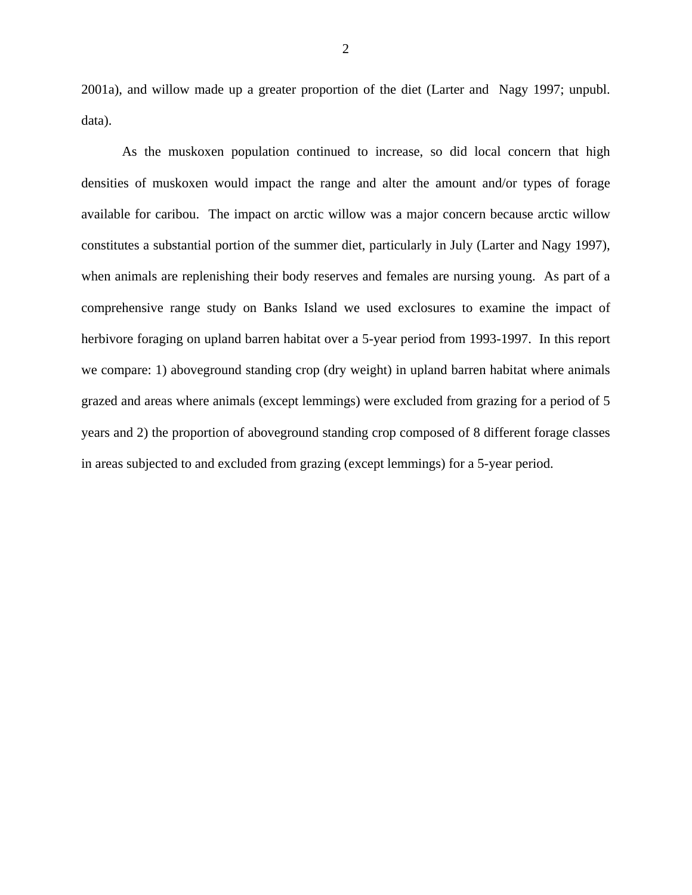2001a), and willow made up a greater proportion of the diet (Larter and Nagy 1997; unpubl. data).

As the muskoxen population continued to increase, so did local concern that high densities of muskoxen would impact the range and alter the amount and/or types of forage available for caribou. The impact on arctic willow was a major concern because arctic willow constitutes a substantial portion of the summer diet, particularly in July (Larter and Nagy 1997), when animals are replenishing their body reserves and females are nursing young. As part of a comprehensive range study on Banks Island we used exclosures to examine the impact of herbivore foraging on upland barren habitat over a 5-year period from 1993-1997. In this report we compare: 1) aboveground standing crop (dry weight) in upland barren habitat where animals grazed and areas where animals (except lemmings) were excluded from grazing for a period of 5 years and 2) the proportion of aboveground standing crop composed of 8 different forage classes in areas subjected to and excluded from grazing (except lemmings) for a 5-year period.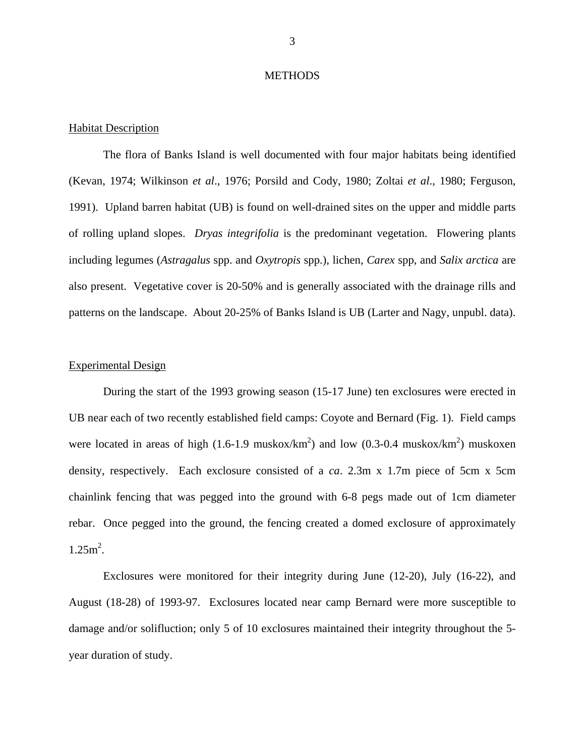# METHODS

## Habitat Description

The flora of Banks Island is well documented with four major habitats being identified (Kevan, 1974; Wilkinson *et al*., 1976; Porsild and Cody, 1980; Zoltai *et al*., 1980; Ferguson, 1991). Upland barren habitat (UB) is found on well-drained sites on the upper and middle parts of rolling upland slopes. *Dryas integrifolia* is the predominant vegetation. Flowering plants including legumes (*Astragalus* spp. and *Oxytropis* spp.), lichen, *Carex* spp, and *Salix arctica* are also present. Vegetative cover is 20-50% and is generally associated with the drainage rills and patterns on the landscape. About 20-25% of Banks Island is UB (Larter and Nagy, unpubl. data).

## Experimental Design

During the start of the 1993 growing season (15-17 June) ten exclosures were erected in UB near each of two recently established field camps: Coyote and Bernard (Fig. 1). Field camps were located in areas of high (1.6-1.9 muskox/km$^2$) and low (0.3-0.4 muskox/km$^2$) muskoxen density, respectively. Each exclosure consisted of a *ca*. 2.3m x 1.7m piece of 5cm x 5cm chainlink fencing that was pegged into the ground with 6-8 pegs made out of 1cm diameter rebar. Once pegged into the ground, the fencing created a domed exclosure of approximately 1.25m$^2$.

Exclosures were monitored for their integrity during June (12-20), July (16-22), and August (18-28) of 1993-97. Exclosures located near camp Bernard were more susceptible to damage and/or solifluction; only 5 of 10 exclosures maintained their integrity throughout the 5-year duration of study.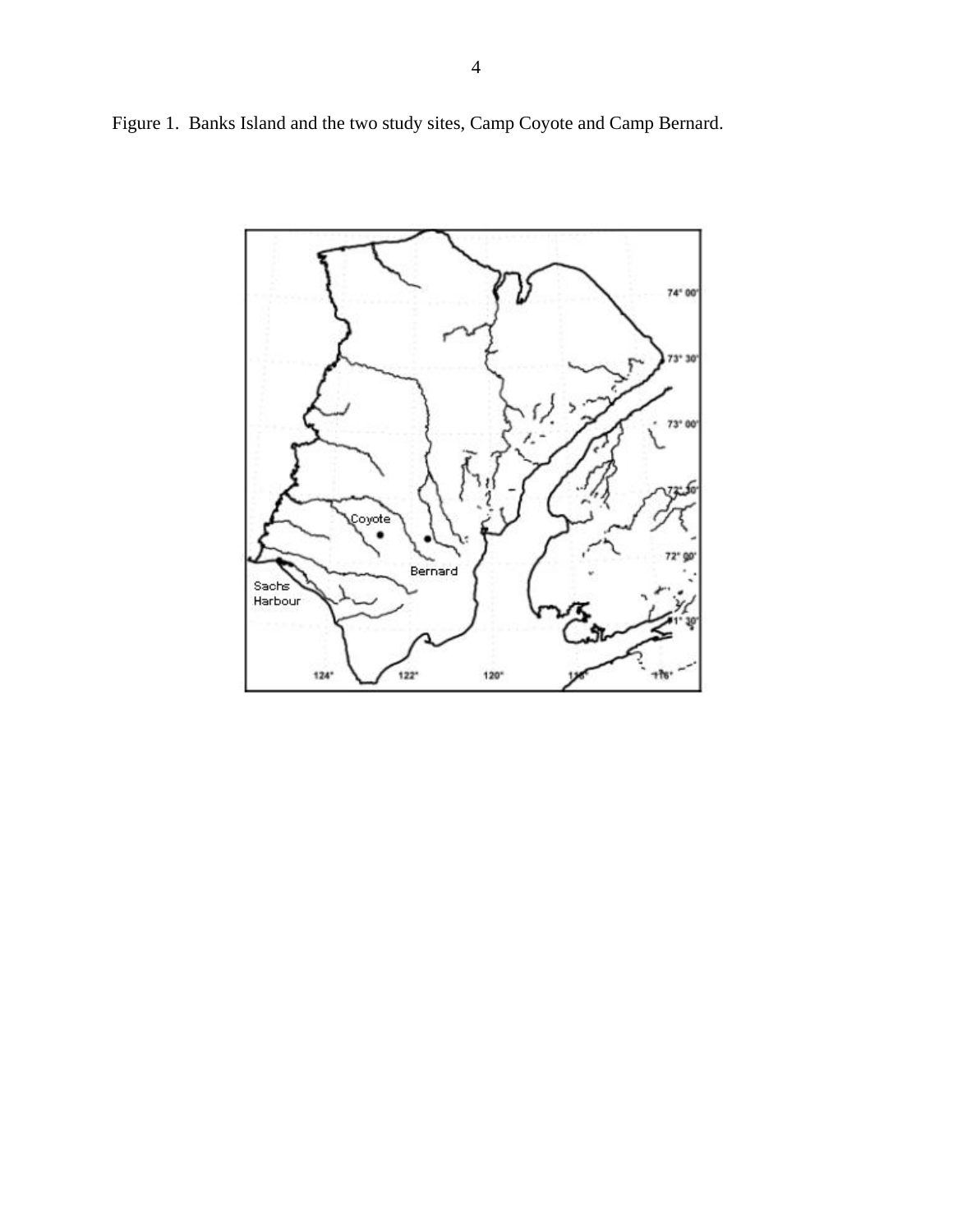Figure 1. Banks Island and the two study sites, Camp Coyote and Camp Bernard.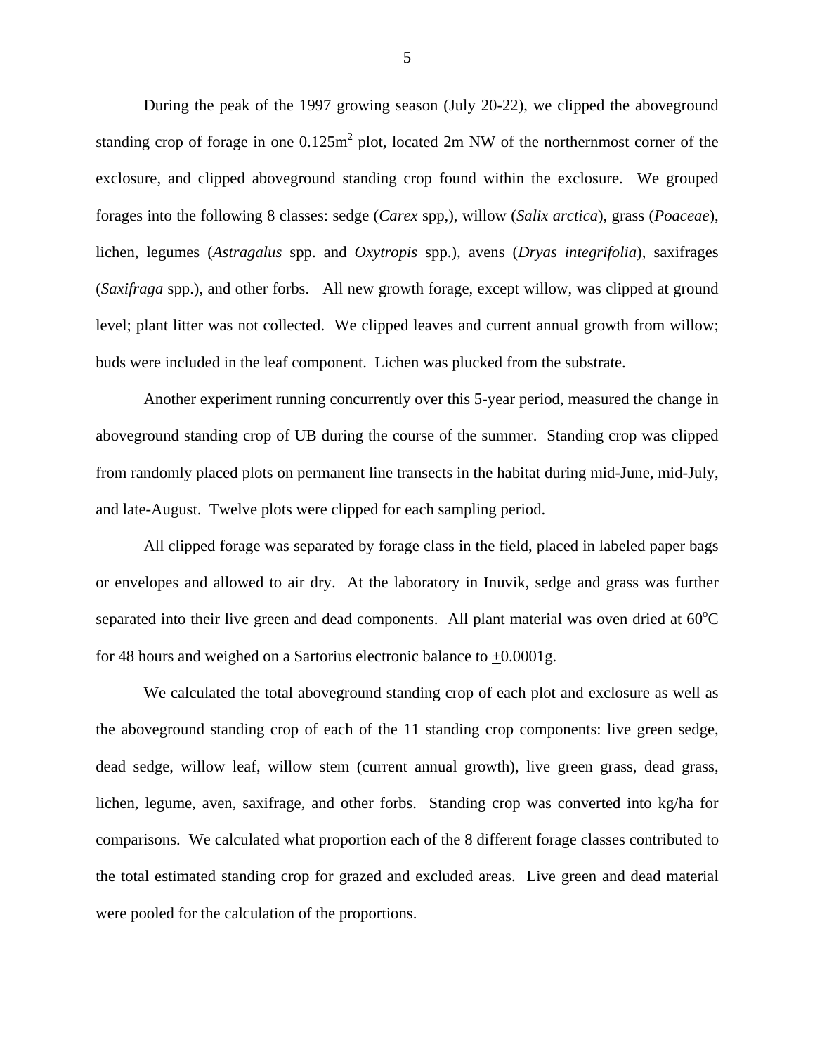During the peak of the 1997 growing season (July 20-22), we clipped the aboveground standing crop of forage in one 0.125m$^2$ plot, located 2m NW of the northernmost corner of the exclosure, and clipped aboveground standing crop found within the exclosure. We grouped forages into the following 8 classes: sedge (*Carex* spp,), willow (*Salix arctica*), grass (*Poaceae*), lichen, legumes (*Astragalus* spp. and *Oxytropis* spp.), avens (*Dryas integrifolia*), saxifrages (*Saxifraga* spp.), and other forbs. All new growth forage, except willow, was clipped at ground level; plant litter was not collected. We clipped leaves and current annual growth from willow; buds were included in the leaf component. Lichen was plucked from the substrate.

Another experiment running concurrently over this 5-year period, measured the change in aboveground standing crop of UB during the course of the summer. Standing crop was clipped from randomly placed plots on permanent line transects in the habitat during mid-June, mid-July, and late-August. Twelve plots were clipped for each sampling period.

All clipped forage was separated by forage class in the field, placed in labeled paper bags or envelopes and allowed to air dry. At the laboratory in Inuvik, sedge and grass was further separated into their live green and dead components. All plant material was oven dried at 60$^{o}$C for 48 hours and weighed on a Sartorius electronic balance to $\pm$0.0001g.

We calculated the total aboveground standing crop of each plot and exclosure as well as the aboveground standing crop of each of the 11 standing crop components: live green sedge, dead sedge, willow leaf, willow stem (current annual growth), live green grass, dead grass, lichen, legume, aven, saxifrage, and other forbs. Standing crop was converted into kg/ha for comparisons. We calculated what proportion each of the 8 different forage classes contributed to the total estimated standing crop for grazed and excluded areas. Live green and dead material were pooled for the calculation of the proportions.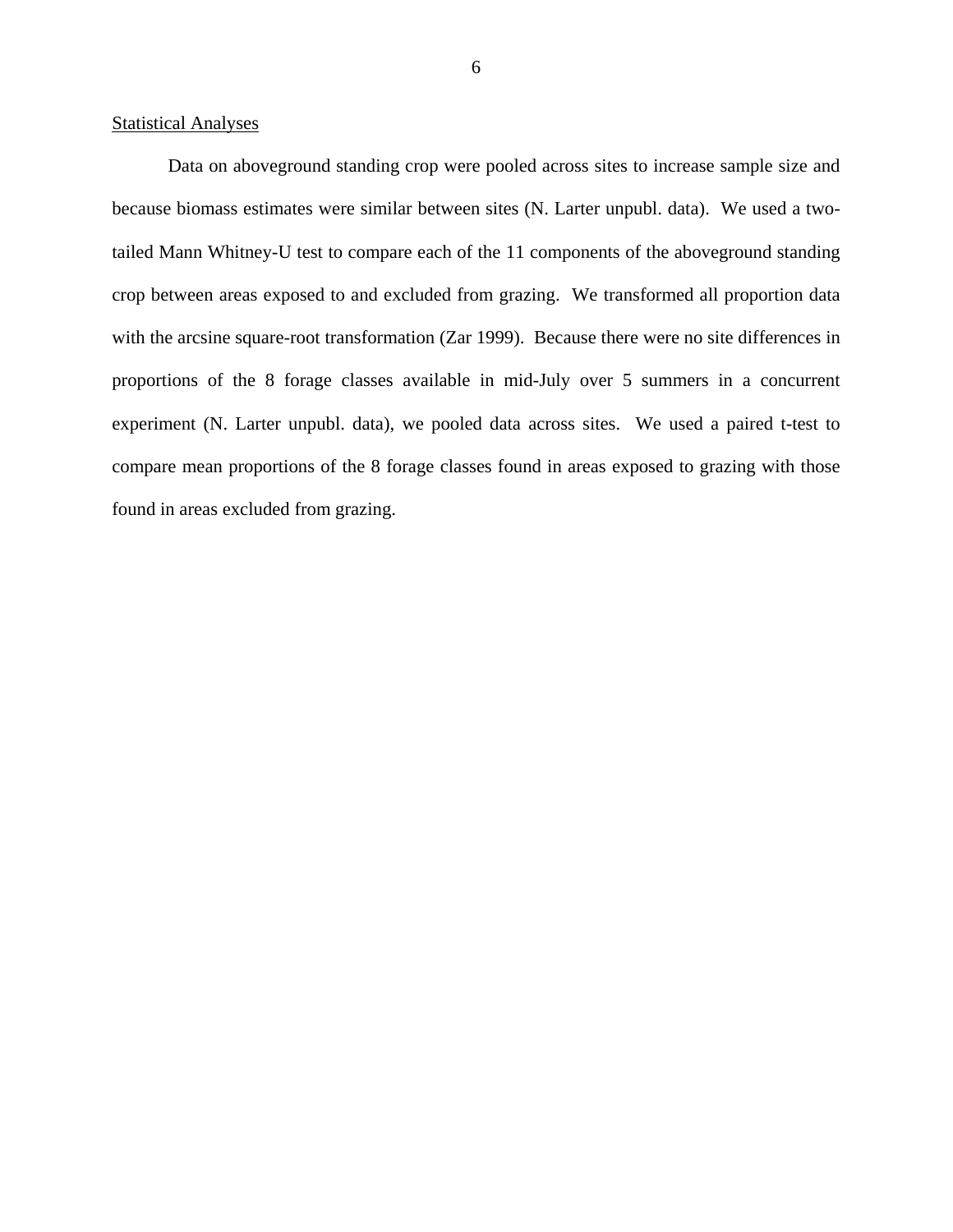Statistical Analyses

Data on aboveground standing crop were pooled across sites to increase sample size and because biomass estimates were similar between sites (N. Larter unpubl. data). We used a two-tailed Mann Whitney-U test to compare each of the 11 components of the aboveground standing crop between areas exposed to and excluded from grazing. We transformed all proportion data with the arcsine square-root transformation (Zar 1999). Because there were no site differences in proportions of the 8 forage classes available in mid-July over 5 summers in a concurrent experiment (N. Larter unpubl. data), we pooled data across sites. We used a paired t-test to compare mean proportions of the 8 forage classes found in areas exposed to grazing with those found in areas excluded from grazing.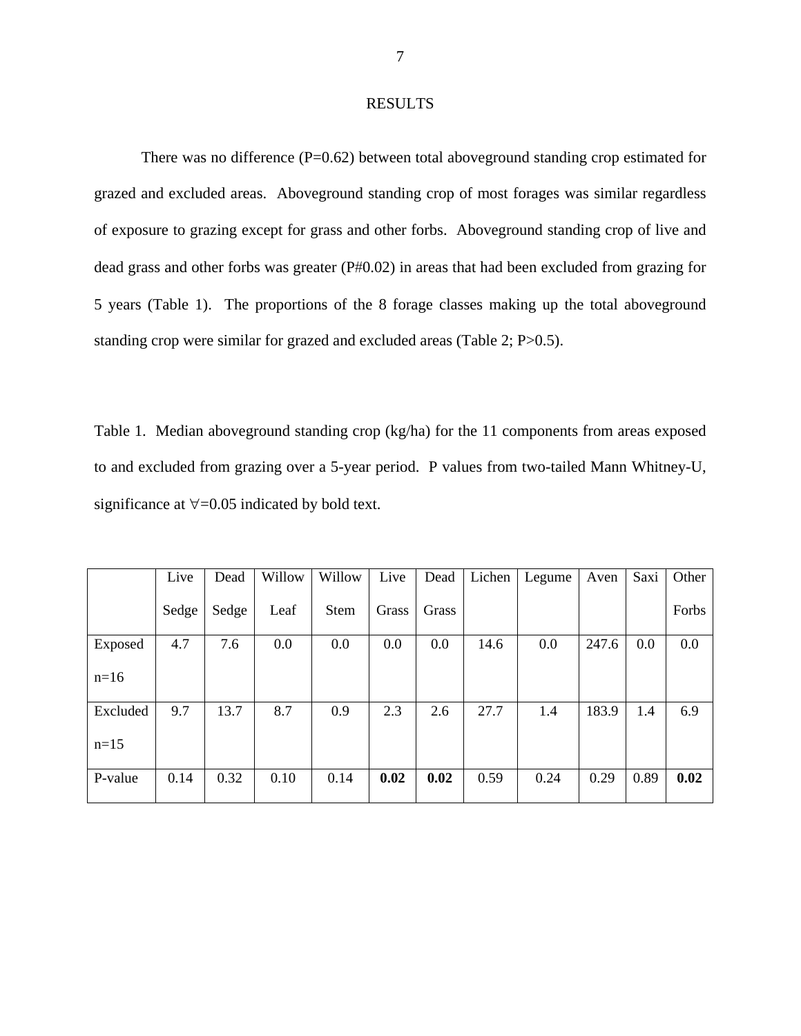# RESULTS

There was no difference (P=0.62) between total aboveground standing crop estimated for grazed and excluded areas. Aboveground standing crop of most forages was similar regardless of exposure to grazing except for grass and other forbs. Aboveground standing crop of live and dead grass and other forbs was greater (P#0.02) in areas that had been excluded from grazing for 5 years (Table 1). The proportions of the 8 forage classes making up the total aboveground standing crop were similar for grazed and excluded areas (Table 2; P>0.5).

Table 1. Median aboveground standing crop (kg/ha) for the 11 components from areas exposed to and excluded from grazing over a 5-year period. P values from two-tailed Mann Whitney-U, significance at ∀=0.05 indicated by bold text.

| | Live Sedge | Dead Sedge | Willow Leaf | Willow Stem | Live Grass | Dead Grass | Lichen | Legume | Aven | Saxi | Other Forbs |
|---|---|---|---|---|---|---|---|---|---|---|---|
| Exposed n=16 | 4.7 | 7.6 | 0.0 | 0.0 | 0.0 | 0.0 | 14.6 | 0.0 | 247.6 | 0.0 | 0.0 |
| Excluded n=15 | 9.7 | 13.7 | 8.7 | 0.9 | 2.3 | 2.6 | 27.7 | 1.4 | 183.9 | 1.4 | 6.9 |
| P-value | 0.14 | 0.32 | 0.10 | 0.14 | **0.02** | **0.02** | 0.59 | 0.24 | 0.29 | 0.89 | **0.02** |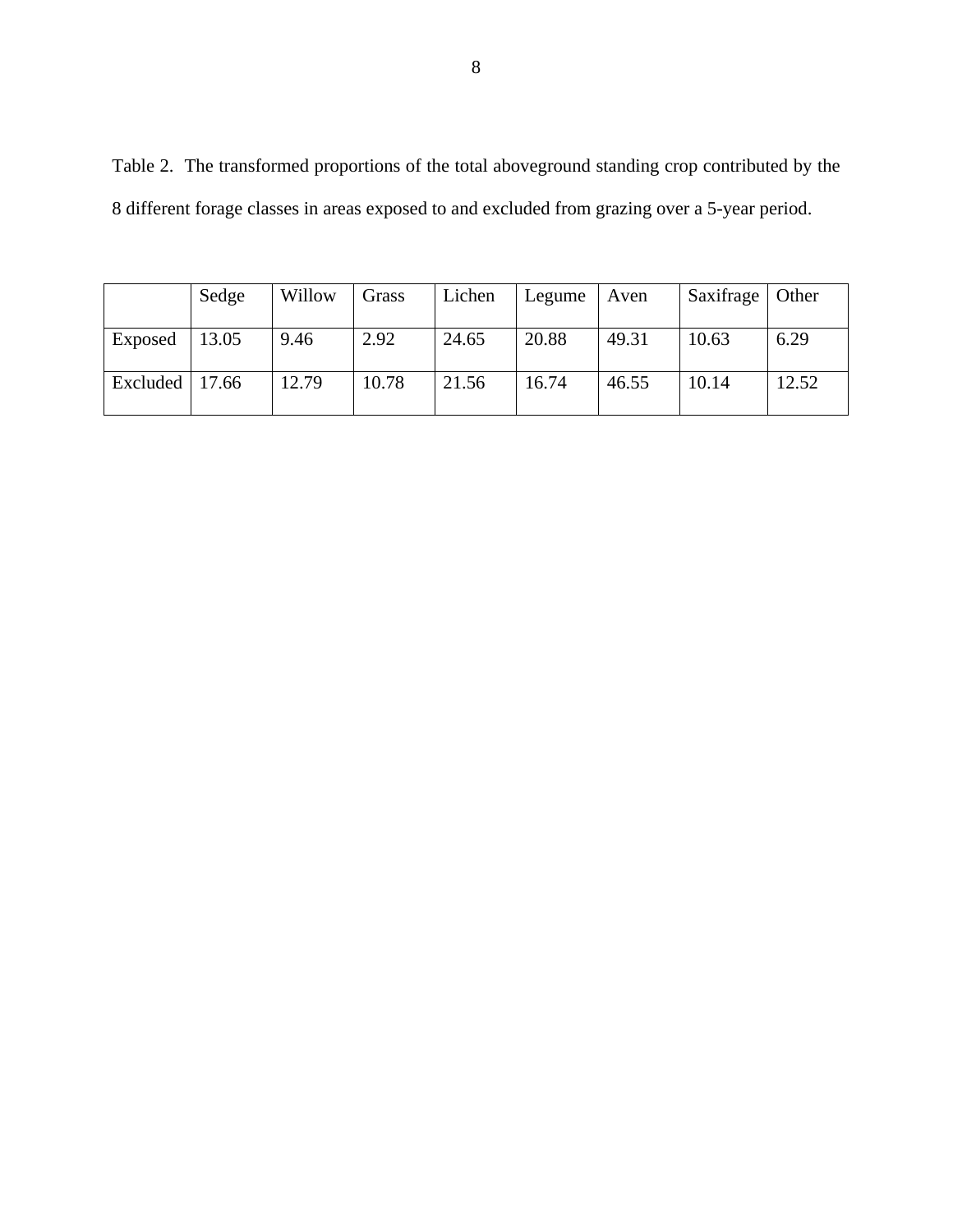Table 2. The transformed proportions of the total aboveground standing crop contributed by the 8 different forage classes in areas exposed to and excluded from grazing over a 5-year period.

| | Sedge | Willow | Grass | Lichen | Legume | Aven | Saxifrage | Other |
|---|---|---|---|---|---|---|---|---|
| Exposed | 13.05 | 9.46 | 2.92 | 24.65 | 20.88 | 49.31 | 10.63 | 6.29 |
| Excluded | 17.66 | 12.79 | 10.78 | 21.56 | 16.74 | 46.55 | 10.14 | 12.52 |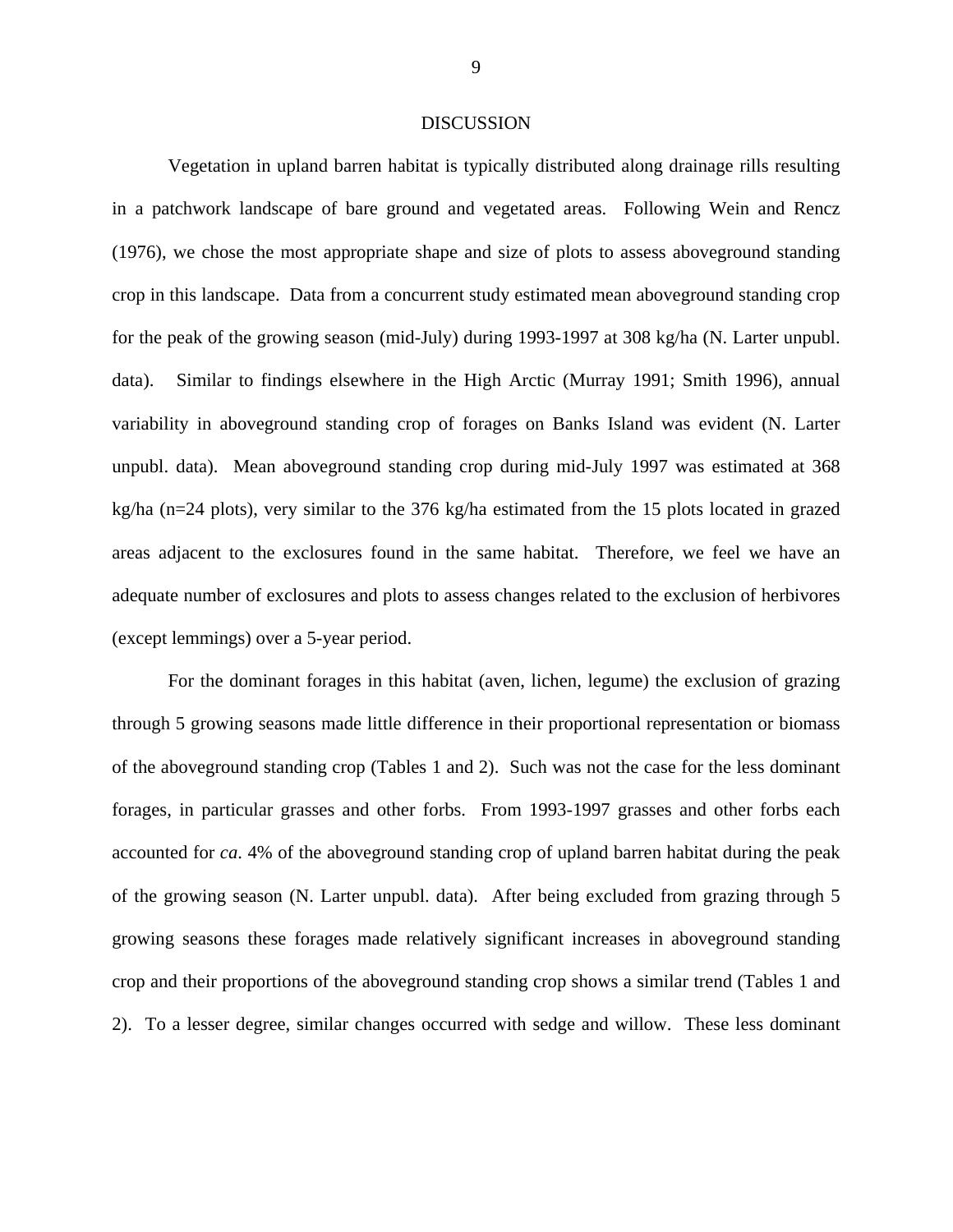## DISCUSSION

Vegetation in upland barren habitat is typically distributed along drainage rills resulting in a patchwork landscape of bare ground and vegetated areas. Following Wein and Rencz (1976), we chose the most appropriate shape and size of plots to assess aboveground standing crop in this landscape. Data from a concurrent study estimated mean aboveground standing crop for the peak of the growing season (mid-July) during 1993-1997 at 308 kg/ha (N. Larter unpubl. data). Similar to findings elsewhere in the High Arctic (Murray 1991; Smith 1996), annual variability in aboveground standing crop of forages on Banks Island was evident (N. Larter unpubl. data). Mean aboveground standing crop during mid-July 1997 was estimated at 368 kg/ha (n=24 plots), very similar to the 376 kg/ha estimated from the 15 plots located in grazed areas adjacent to the exclosures found in the same habitat. Therefore, we feel we have an adequate number of exclosures and plots to assess changes related to the exclusion of herbivores (except lemmings) over a 5-year period.

For the dominant forages in this habitat (aven, lichen, legume) the exclusion of grazing through 5 growing seasons made little difference in their proportional representation or biomass of the aboveground standing crop (Tables 1 and 2). Such was not the case for the less dominant forages, in particular grasses and other forbs. From 1993-1997 grasses and other forbs each accounted for *ca*. 4% of the aboveground standing crop of upland barren habitat during the peak of the growing season (N. Larter unpubl. data). After being excluded from grazing through 5 growing seasons these forages made relatively significant increases in aboveground standing crop and their proportions of the aboveground standing crop shows a similar trend (Tables 1 and 2). To a lesser degree, similar changes occurred with sedge and willow. These less dominant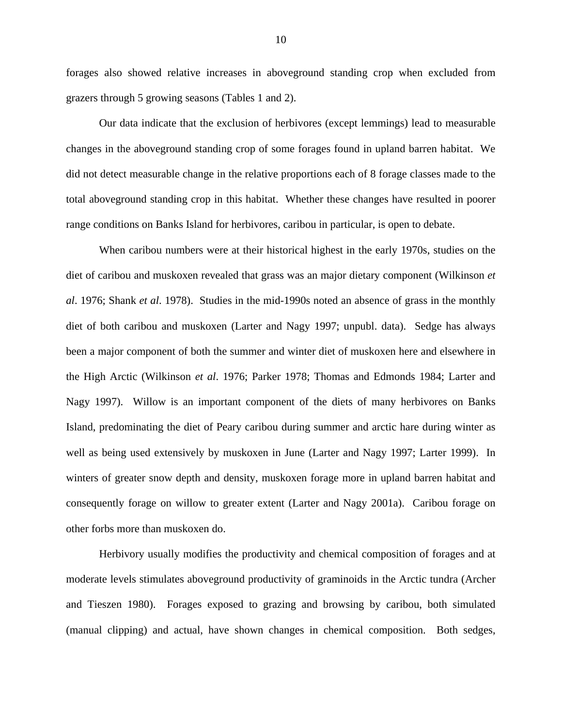forages also showed relative increases in aboveground standing crop when excluded from grazers through 5 growing seasons (Tables 1 and 2).

Our data indicate that the exclusion of herbivores (except lemmings) lead to measurable changes in the aboveground standing crop of some forages found in upland barren habitat. We did not detect measurable change in the relative proportions each of 8 forage classes made to the total aboveground standing crop in this habitat. Whether these changes have resulted in poorer range conditions on Banks Island for herbivores, caribou in particular, is open to debate.

When caribou numbers were at their historical highest in the early 1970s, studies on the diet of caribou and muskoxen revealed that grass was an major dietary component (Wilkinson *et al*. 1976; Shank *et al*. 1978). Studies in the mid-1990s noted an absence of grass in the monthly diet of both caribou and muskoxen (Larter and Nagy 1997; unpubl. data). Sedge has always been a major component of both the summer and winter diet of muskoxen here and elsewhere in the High Arctic (Wilkinson *et al*. 1976; Parker 1978; Thomas and Edmonds 1984; Larter and Nagy 1997). Willow is an important component of the diets of many herbivores on Banks Island, predominating the diet of Peary caribou during summer and arctic hare during winter as well as being used extensively by muskoxen in June (Larter and Nagy 1997; Larter 1999). In winters of greater snow depth and density, muskoxen forage more in upland barren habitat and consequently forage on willow to greater extent (Larter and Nagy 2001a). Caribou forage on other forbs more than muskoxen do.

Herbivory usually modifies the productivity and chemical composition of forages and at moderate levels stimulates aboveground productivity of graminoids in the Arctic tundra (Archer and Tieszen 1980). Forages exposed to grazing and browsing by caribou, both simulated (manual clipping) and actual, have shown changes in chemical composition. Both sedges,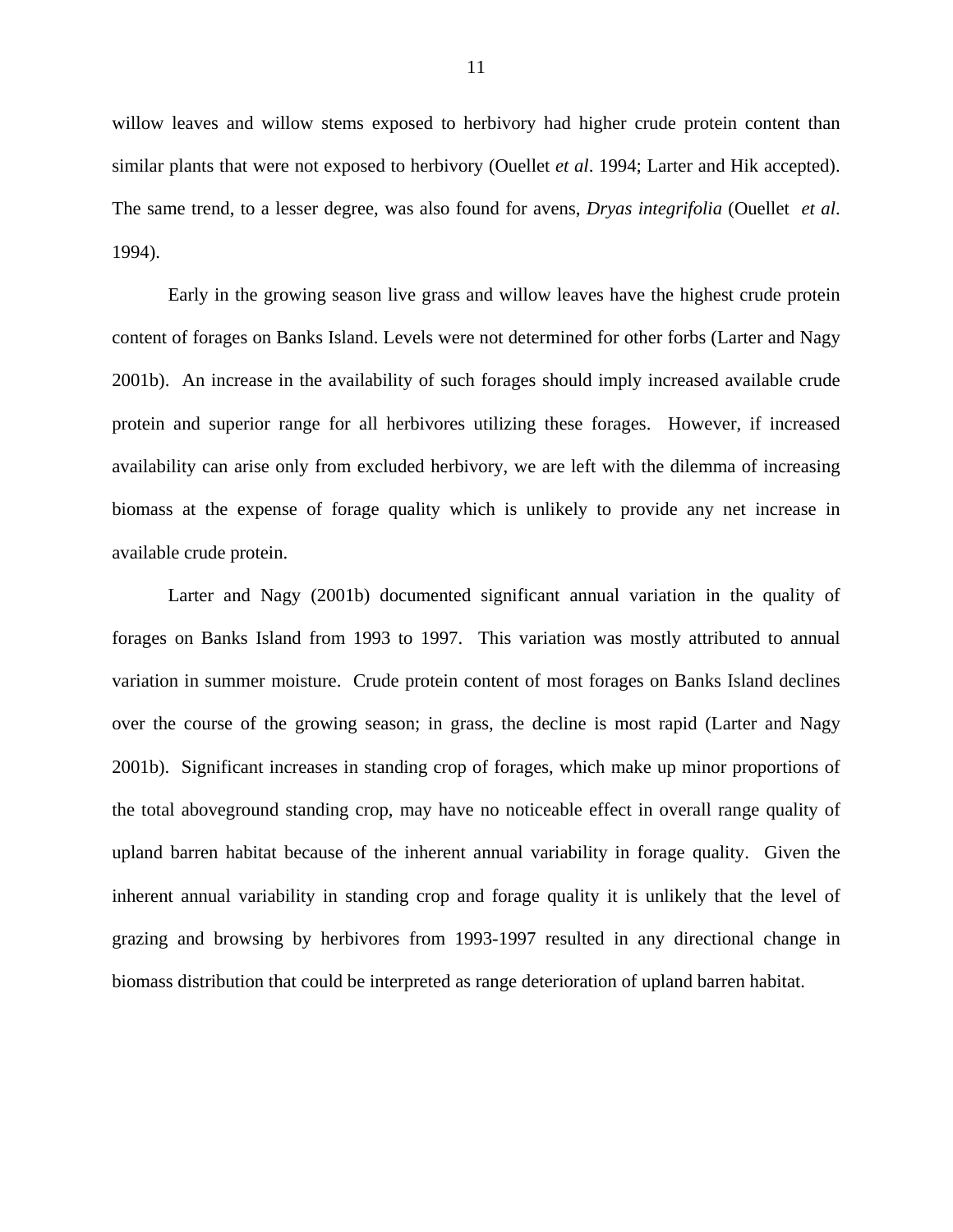willow leaves and willow stems exposed to herbivory had higher crude protein content than similar plants that were not exposed to herbivory (Ouellet *et al*. 1994; Larter and Hik accepted). The same trend, to a lesser degree, was also found for avens, *Dryas integrifolia* (Ouellet *et al*. 1994).

Early in the growing season live grass and willow leaves have the highest crude protein content of forages on Banks Island. Levels were not determined for other forbs (Larter and Nagy 2001b). An increase in the availability of such forages should imply increased available crude protein and superior range for all herbivores utilizing these forages. However, if increased availability can arise only from excluded herbivory, we are left with the dilemma of increasing biomass at the expense of forage quality which is unlikely to provide any net increase in available crude protein.

Larter and Nagy (2001b) documented significant annual variation in the quality of forages on Banks Island from 1993 to 1997. This variation was mostly attributed to annual variation in summer moisture. Crude protein content of most forages on Banks Island declines over the course of the growing season; in grass, the decline is most rapid (Larter and Nagy 2001b). Significant increases in standing crop of forages, which make up minor proportions of the total aboveground standing crop, may have no noticeable effect in overall range quality of upland barren habitat because of the inherent annual variability in forage quality. Given the inherent annual variability in standing crop and forage quality it is unlikely that the level of grazing and browsing by herbivores from 1993-1997 resulted in any directional change in biomass distribution that could be interpreted as range deterioration of upland barren habitat.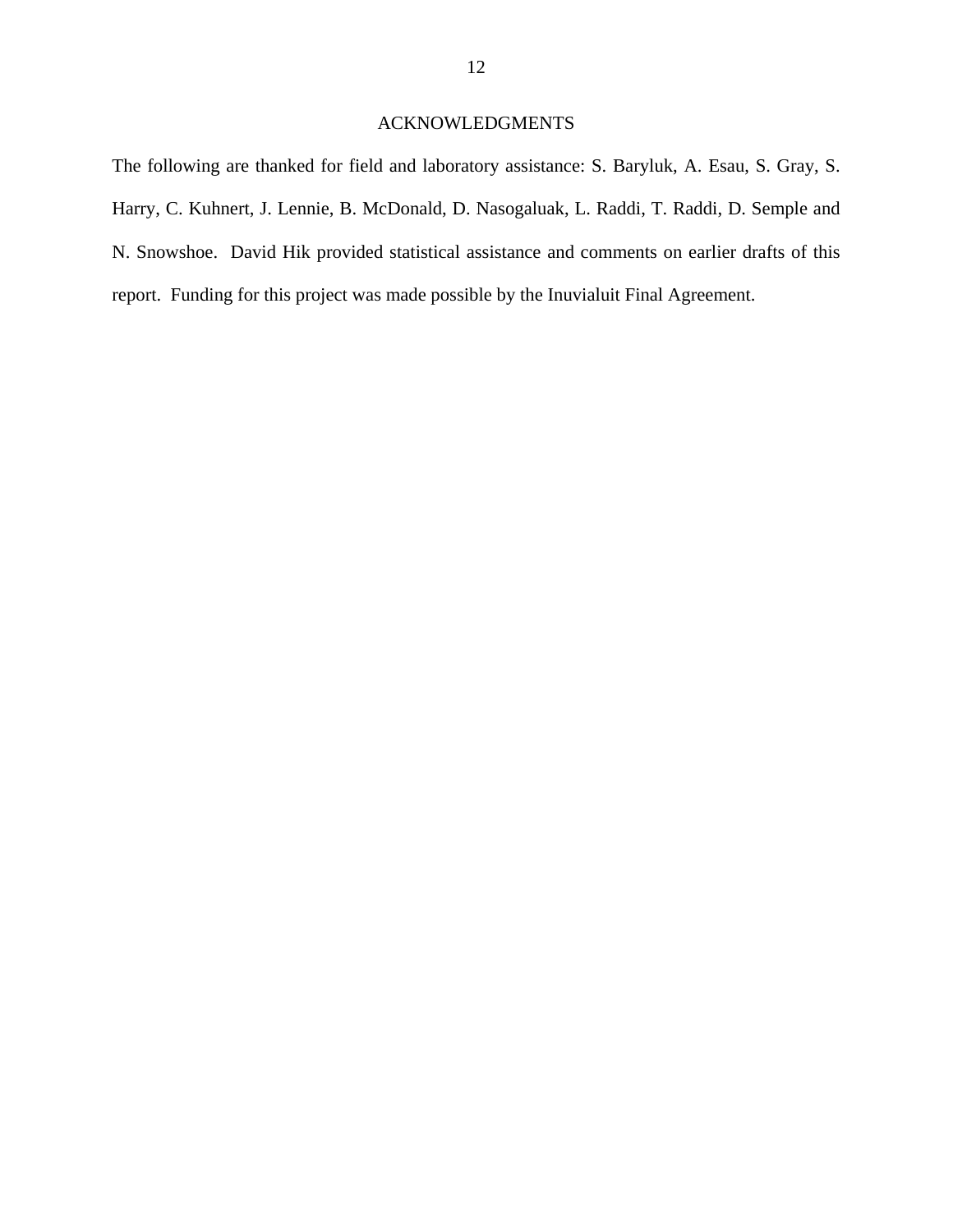# ACKNOWLEDGMENTS

The following are thanked for field and laboratory assistance: S. Baryluk, A. Esau, S. Gray, S. Harry, C. Kuhnert, J. Lennie, B. McDonald, D. Nasogaluak, L. Raddi, T. Raddi, D. Semple and N. Snowshoe. David Hik provided statistical assistance and comments on earlier drafts of this report. Funding for this project was made possible by the Inuvialuit Final Agreement.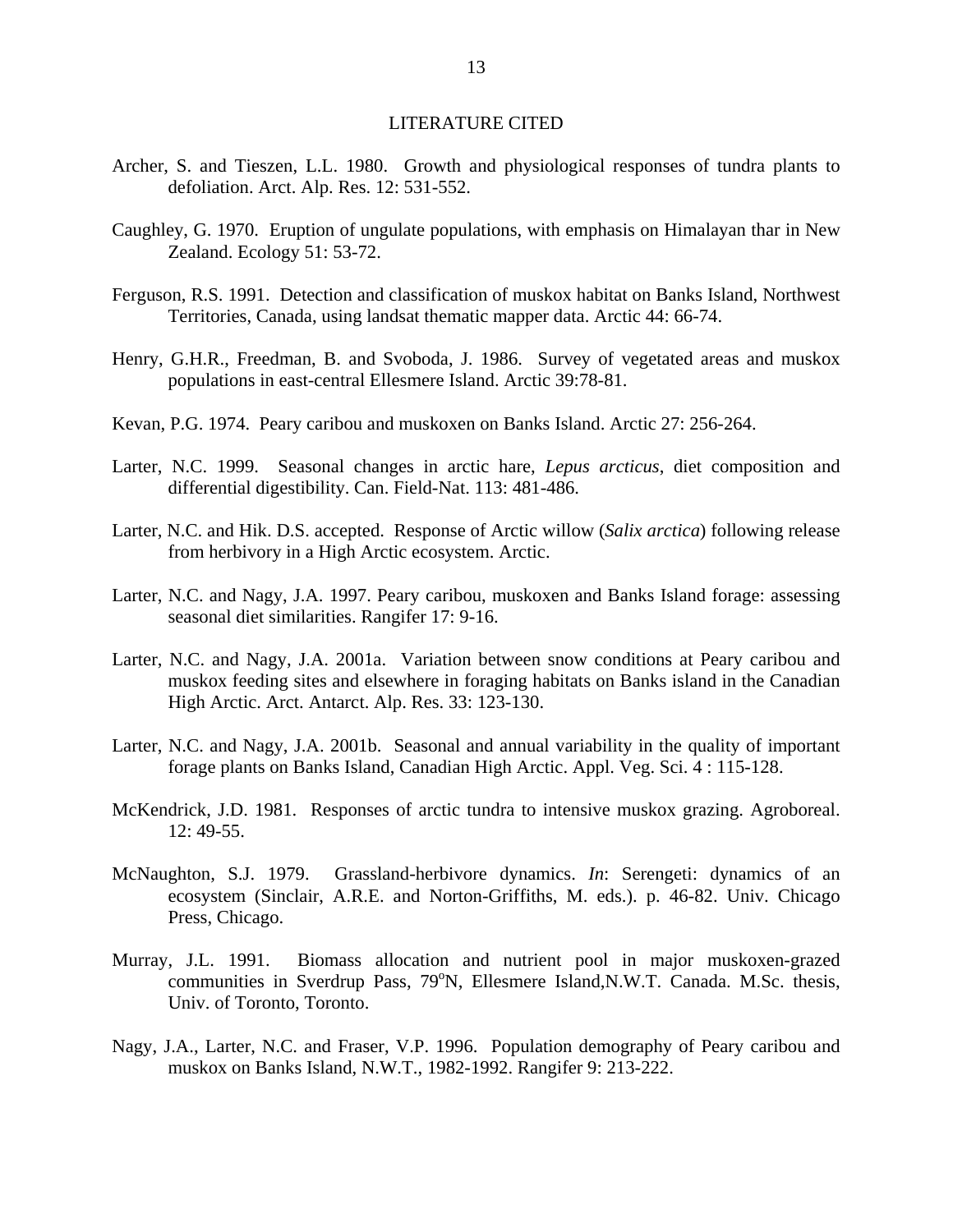## LITERATURE CITED

Archer, S. and Tieszen, L.L. 1980. Growth and physiological responses of tundra plants to defoliation. Arct. Alp. Res. 12: 531-552.

Caughley, G. 1970. Eruption of ungulate populations, with emphasis on Himalayan thar in New Zealand. Ecology 51: 53-72.

Ferguson, R.S. 1991. Detection and classification of muskox habitat on Banks Island, Northwest Territories, Canada, using landsat thematic mapper data. Arctic 44: 66-74.

Henry, G.H.R., Freedman, B. and Svoboda, J. 1986. Survey of vegetated areas and muskox populations in east-central Ellesmere Island. Arctic 39:78-81.

Kevan, P.G. 1974. Peary caribou and muskoxen on Banks Island. Arctic 27: 256-264.

Larter, N.C. 1999. Seasonal changes in arctic hare, *Lepus arcticus*, diet composition and differential digestibility. Can. Field-Nat. 113: 481-486.

Larter, N.C. and Hik. D.S. accepted. Response of Arctic willow (*Salix arctica*) following release from herbivory in a High Arctic ecosystem. Arctic.

Larter, N.C. and Nagy, J.A. 1997. Peary caribou, muskoxen and Banks Island forage: assessing seasonal diet similarities. Rangifer 17: 9-16.

Larter, N.C. and Nagy, J.A. 2001a. Variation between snow conditions at Peary caribou and muskox feeding sites and elsewhere in foraging habitats on Banks island in the Canadian High Arctic. Arct. Antarct. Alp. Res. 33: 123-130.

Larter, N.C. and Nagy, J.A. 2001b. Seasonal and annual variability in the quality of important forage plants on Banks Island, Canadian High Arctic. Appl. Veg. Sci. 4 : 115-128.

McKendrick, J.D. 1981. Responses of arctic tundra to intensive muskox grazing. Agroboreal. 12: 49-55.

McNaughton, S.J. 1979. Grassland-herbivore dynamics. *In*: Serengeti: dynamics of an ecosystem (Sinclair, A.R.E. and Norton-Griffiths, M. eds.). p. 46-82. Univ. Chicago Press, Chicago.

Murray, J.L. 1991. Biomass allocation and nutrient pool in major muskoxen-grazed communities in Sverdrup Pass, 79°N, Ellesmere Island,N.W.T. Canada. M.Sc. thesis, Univ. of Toronto, Toronto.

Nagy, J.A., Larter, N.C. and Fraser, V.P. 1996. Population demography of Peary caribou and muskox on Banks Island, N.W.T., 1982-1992. Rangifer 9: 213-222.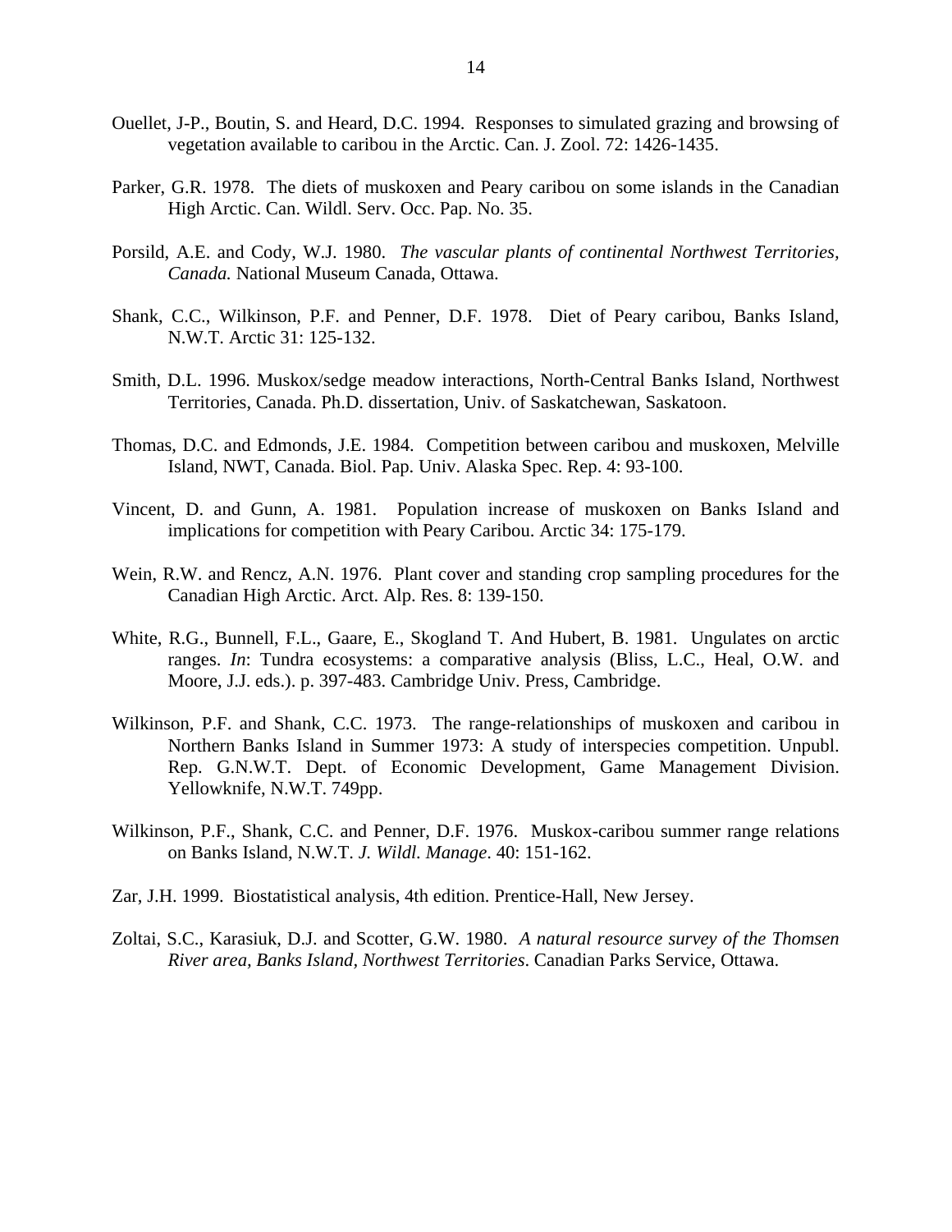Ouellet, J-P., Boutin, S. and Heard, D.C. 1994. Responses to simulated grazing and browsing of vegetation available to caribou in the Arctic. Can. J. Zool. 72: 1426-1435.

Parker, G.R. 1978. The diets of muskoxen and Peary caribou on some islands in the Canadian High Arctic. Can. Wildl. Serv. Occ. Pap. No. 35.

Porsild, A.E. and Cody, W.J. 1980. *The vascular plants of continental Northwest Territories, Canada.* National Museum Canada, Ottawa.

Shank, C.C., Wilkinson, P.F. and Penner, D.F. 1978. Diet of Peary caribou, Banks Island, N.W.T. Arctic 31: 125-132.

Smith, D.L. 1996. Muskox/sedge meadow interactions, North-Central Banks Island, Northwest Territories, Canada. Ph.D. dissertation, Univ. of Saskatchewan, Saskatoon.

Thomas, D.C. and Edmonds, J.E. 1984. Competition between caribou and muskoxen, Melville Island, NWT, Canada. Biol. Pap. Univ. Alaska Spec. Rep. 4: 93-100.

Vincent, D. and Gunn, A. 1981. Population increase of muskoxen on Banks Island and implications for competition with Peary Caribou. Arctic 34: 175-179.

Wein, R.W. and Rencz, A.N. 1976. Plant cover and standing crop sampling procedures for the Canadian High Arctic. Arct. Alp. Res. 8: 139-150.

White, R.G., Bunnell, F.L., Gaare, E., Skogland T. And Hubert, B. 1981. Ungulates on arctic ranges. *In*: Tundra ecosystems: a comparative analysis (Bliss, L.C., Heal, O.W. and Moore, J.J. eds.). p. 397-483. Cambridge Univ. Press, Cambridge.

Wilkinson, P.F. and Shank, C.C. 1973. The range-relationships of muskoxen and caribou in Northern Banks Island in Summer 1973: A study of interspecies competition. Unpubl. Rep. G.N.W.T. Dept. of Economic Development, Game Management Division. Yellowknife, N.W.T. 749pp.

Wilkinson, P.F., Shank, C.C. and Penner, D.F. 1976. Muskox-caribou summer range relations on Banks Island, N.W.T. *J. Wildl. Manage*. 40: 151-162.

Zar, J.H. 1999. Biostatistical analysis, 4th edition. Prentice-Hall, New Jersey.

Zoltai, S.C., Karasiuk, D.J. and Scotter, G.W. 1980. *A natural resource survey of the Thomsen River area, Banks Island, Northwest Territories*. Canadian Parks Service, Ottawa.